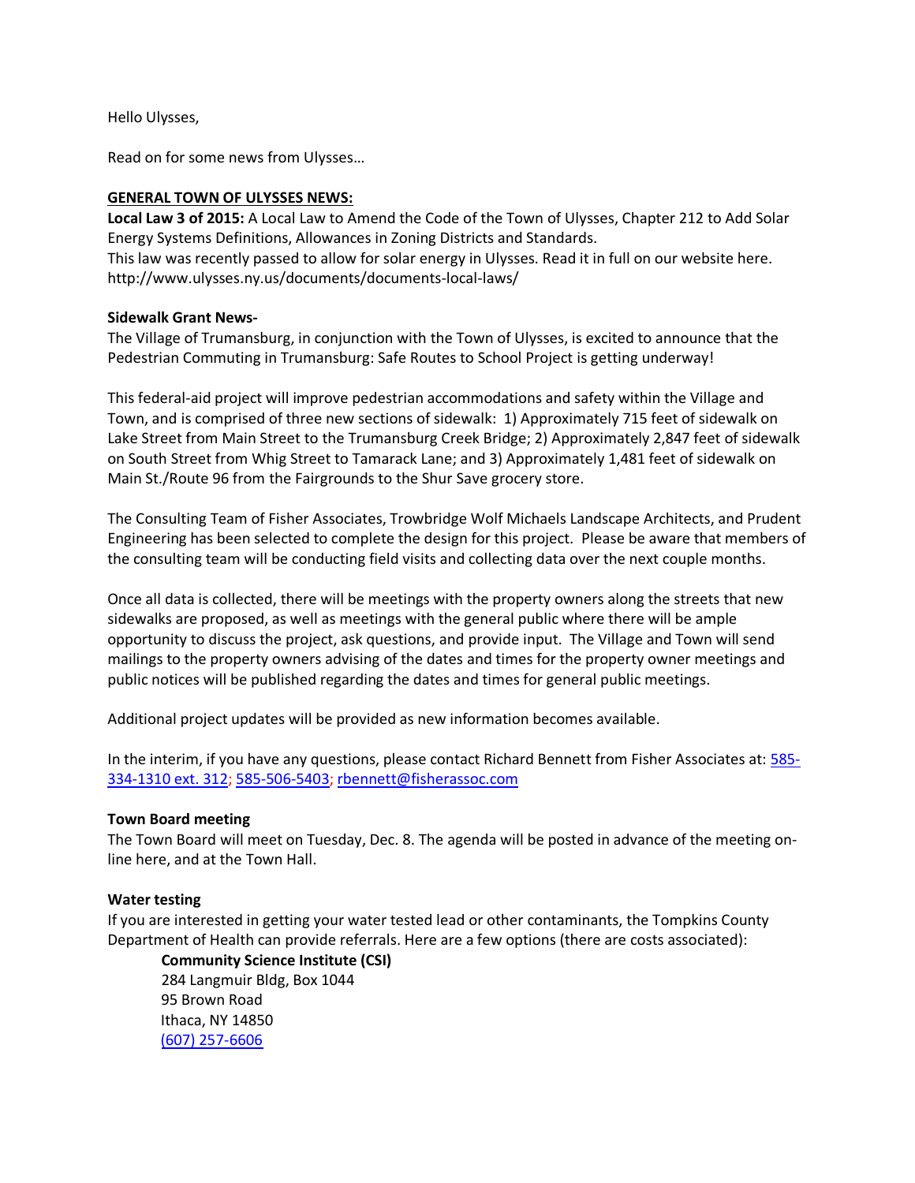Hello Ulysses,

Read on for some news from Ulysses…

**GENERAL TOWN OF ULYSSES NEWS:**

**Local Law 3 of 2015:** A Local Law to Amend the Code of the Town of Ulysses, Chapter 212 to Add Solar Energy Systems Definitions, Allowances in Zoning Districts and Standards.
This law was recently passed to allow for solar energy in Ulysses. Read it in full on our website here. http://www.ulysses.ny.us/documents/documents-local-laws/

**Sidewalk Grant News-**
The Village of Trumansburg, in conjunction with the Town of Ulysses, is excited to announce that the Pedestrian Commuting in Trumansburg: Safe Routes to School Project is getting underway!

This federal-aid project will improve pedestrian accommodations and safety within the Village and Town, and is comprised of three new sections of sidewalk: 1) Approximately 715 feet of sidewalk on Lake Street from Main Street to the Trumansburg Creek Bridge; 2) Approximately 2,847 feet of sidewalk on South Street from Whig Street to Tamarack Lane; and 3) Approximately 1,481 feet of sidewalk on Main St./Route 96 from the Fairgrounds to the Shur Save grocery store.

The Consulting Team of Fisher Associates, Trowbridge Wolf Michaels Landscape Architects, and Prudent Engineering has been selected to complete the design for this project. Please be aware that members of the consulting team will be conducting field visits and collecting data over the next couple months.

Once all data is collected, there will be meetings with the property owners along the streets that new sidewalks are proposed, as well as meetings with the general public where there will be ample opportunity to discuss the project, ask questions, and provide input. The Village and Town will send mailings to the property owners advising of the dates and times for the property owner meetings and public notices will be published regarding the dates and times for general public meetings.

Additional project updates will be provided as new information becomes available.

In the interim, if you have any questions, please contact Richard Bennett from Fisher Associates at: 585-334-1310 ext. 312; 585-506-5403; rbennett@fisherassoc.com

**Town Board meeting**
The Town Board will meet on Tuesday, Dec. 8. The agenda will be posted in advance of the meeting on-line here, and at the Town Hall.

**Water testing**
If you are interested in getting your water tested lead or other contaminants, the Tompkins County Department of Health can provide referrals. Here are a few options (there are costs associated):

> **Community Science Institute (CSI)**
> 284 Langmuir Bldg, Box 1044
> 95 Brown Road
> Ithaca, NY 14850
> (607) 257-6606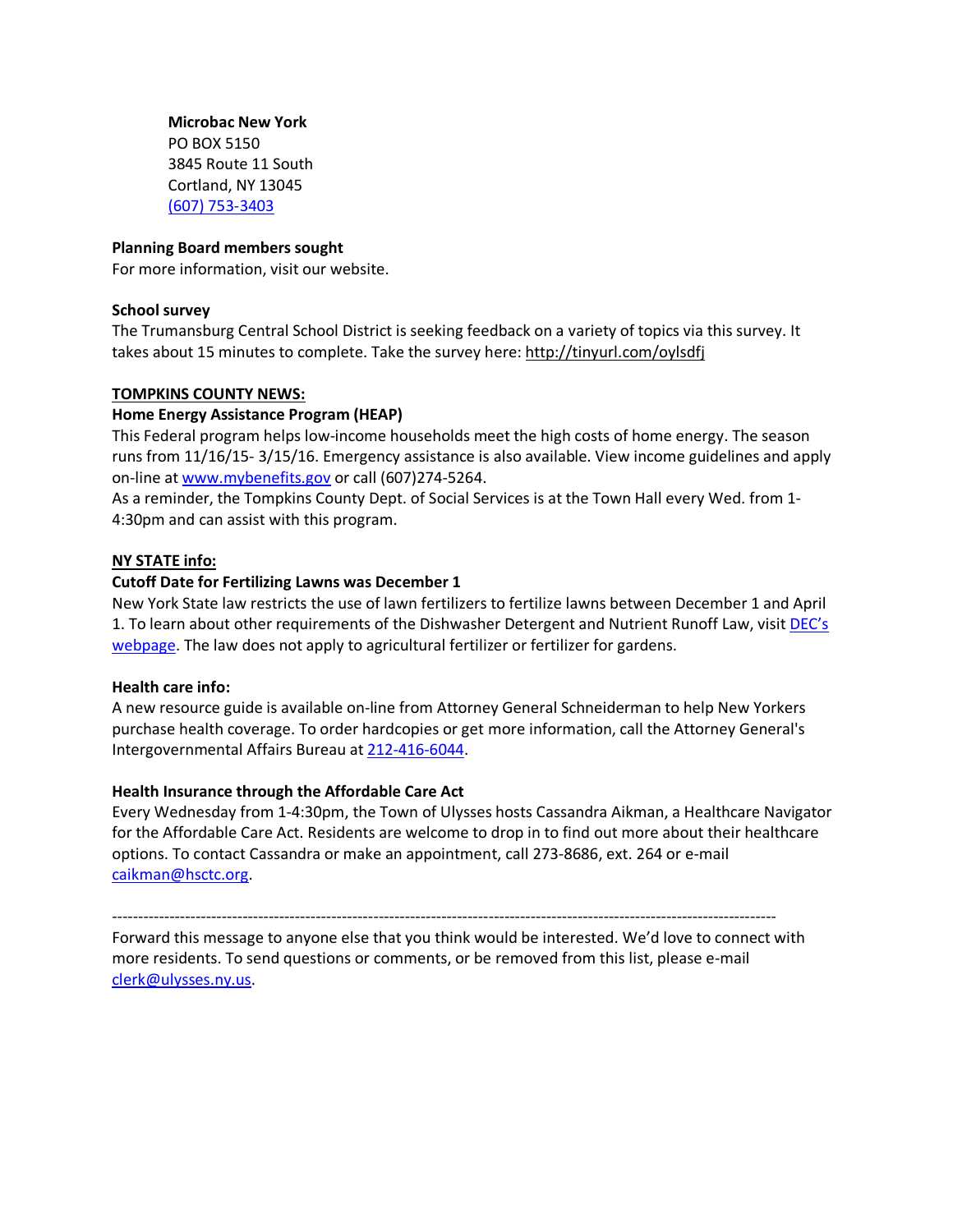**Microbac New York**
PO BOX 5150
3845 Route 11 South
Cortland, NY 13045
(607) 753-3403

**Planning Board members sought**
For more information, visit our website.

**School survey**
The Trumansburg Central School District is seeking feedback on a variety of topics via this survey. It takes about 15 minutes to complete. Take the survey here: http://tinyurl.com/oylsdfj

**TOMPKINS COUNTY NEWS:**

**Home Energy Assistance Program (HEAP)**
This Federal program helps low-income households meet the high costs of home energy. The season runs from 11/16/15- 3/15/16. Emergency assistance is also available. View income guidelines and apply on-line at www.mybenefits.gov or call (607)274-5264.
As a reminder, the Tompkins County Dept. of Social Services is at the Town Hall every Wed. from 1-4:30pm and can assist with this program.

**NY STATE info:**

**Cutoff Date for Fertilizing Lawns was December 1**
New York State law restricts the use of lawn fertilizers to fertilize lawns between December 1 and April 1. To learn about other requirements of the Dishwasher Detergent and Nutrient Runoff Law, visit DEC's webpage. The law does not apply to agricultural fertilizer or fertilizer for gardens.

**Health care info:**
A new resource guide is available on-line from Attorney General Schneiderman to help New Yorkers purchase health coverage. To order hardcopies or get more information, call the Attorney General's Intergovernmental Affairs Bureau at 212-416-6044.

**Health Insurance through the Affordable Care Act**
Every Wednesday from 1-4:30pm, the Town of Ulysses hosts Cassandra Aikman, a Healthcare Navigator for the Affordable Care Act. Residents are welcome to drop in to find out more about their healthcare options. To contact Cassandra or make an appointment, call 273-8686, ext. 264 or e-mail caikman@hsctc.org.

---

Forward this message to anyone else that you think would be interested. We'd love to connect with more residents. To send questions or comments, or be removed from this list, please e-mail clerk@ulysses.ny.us.